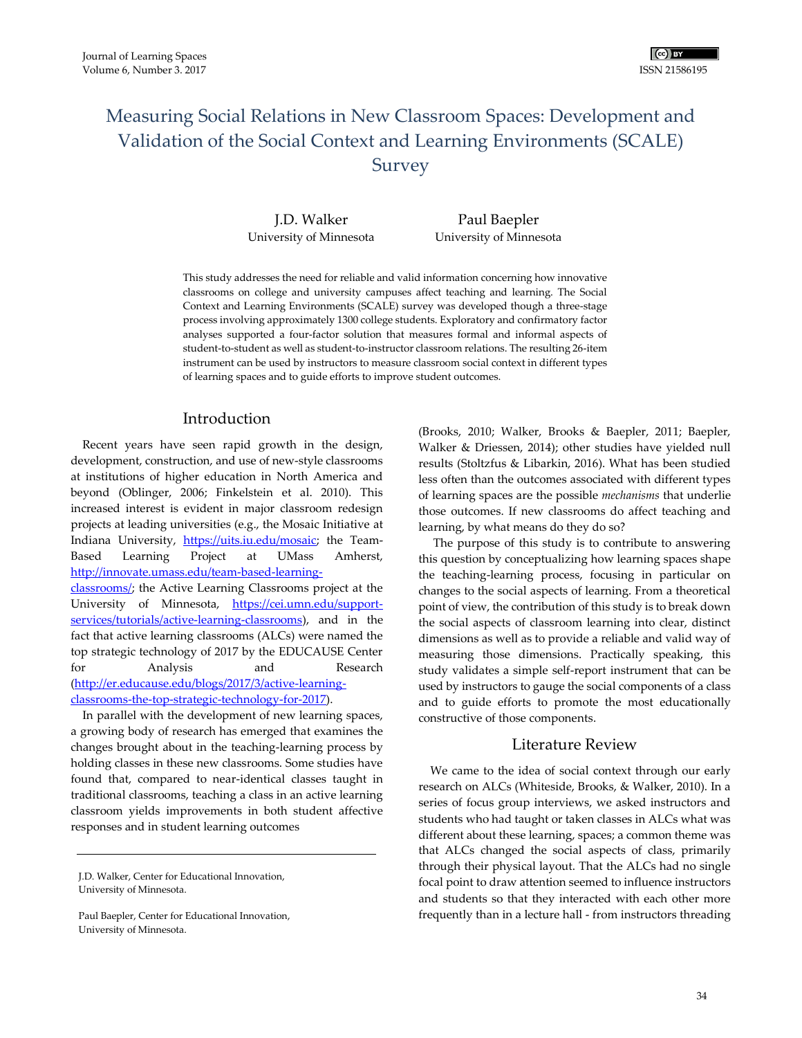# Measuring Social Relations in New Classroom Spaces: Development and Validation of the Social Context and Learning Environments (SCALE) Survey

J.D. Walker
University of Minnesota

Paul Baepler
University of Minnesota

This study addresses the need for reliable and valid information concerning how innovative classrooms on college and university campuses affect teaching and learning. The Social Context and Learning Environments (SCALE) survey was developed though a three-stage process involving approximately 1300 college students. Exploratory and confirmatory factor analyses supported a four-factor solution that measures formal and informal aspects of student-to-student as well as student-to-instructor classroom relations. The resulting 26-item instrument can be used by instructors to measure classroom social context in different types of learning spaces and to guide efforts to improve student outcomes.

## Introduction

Recent years have seen rapid growth in the design, development, construction, and use of new-style classrooms at institutions of higher education in North America and beyond (Oblinger, 2006; Finkelstein et al. 2010). This increased interest is evident in major classroom redesign projects at leading universities (e.g., the Mosaic Initiative at Indiana University, https://uits.iu.edu/mosaic; the Team-Based Learning Project at UMass Amherst, http://innovate.umass.edu/team-based-learning-classrooms/; the Active Learning Classrooms project at the University of Minnesota, https://cei.umn.edu/support-services/tutorials/active-learning-classrooms), and in the fact that active learning classrooms (ALCs) were named the top strategic technology of 2017 by the EDUCAUSE Center for Analysis and Research (http://er.educause.edu/blogs/2017/3/active-learning-classrooms-the-top-strategic-technology-for-2017).

In parallel with the development of new learning spaces, a growing body of research has emerged that examines the changes brought about in the teaching-learning process by holding classes in these new classrooms. Some studies have found that, compared to near-identical classes taught in traditional classrooms, teaching a class in an active learning classroom yields improvements in both student affective responses and in student learning outcomes (Brooks, 2010; Walker, Brooks & Baepler, 2011; Baepler, Walker & Driessen, 2014); other studies have yielded null results (Stoltzfus & Libarkin, 2016). What has been studied less often than the outcomes associated with different types of learning spaces are the possible *mechanisms* that underlie those outcomes. If new classrooms do affect teaching and learning, by what means do they do so?

The purpose of this study is to contribute to answering this question by conceptualizing how learning spaces shape the teaching-learning process, focusing in particular on changes to the social aspects of learning. From a theoretical point of view, the contribution of this study is to break down the social aspects of classroom learning into clear, distinct dimensions as well as to provide a reliable and valid way of measuring those dimensions. Practically speaking, this study validates a simple self-report instrument that can be used by instructors to gauge the social components of a class and to guide efforts to promote the most educationally constructive of those components.

## Literature Review

We came to the idea of social context through our early research on ALCs (Whiteside, Brooks, & Walker, 2010). In a series of focus group interviews, we asked instructors and students who had taught or taken classes in ALCs what was different about these learning, spaces; a common theme was that ALCs changed the social aspects of class, primarily through their physical layout. That the ALCs had no single focal point to draw attention seemed to influence instructors and students so that they interacted with each other more frequently than in a lecture hall - from instructors threading

J.D. Walker, Center for Educational Innovation, University of Minnesota.

Paul Baepler, Center for Educational Innovation, University of Minnesota.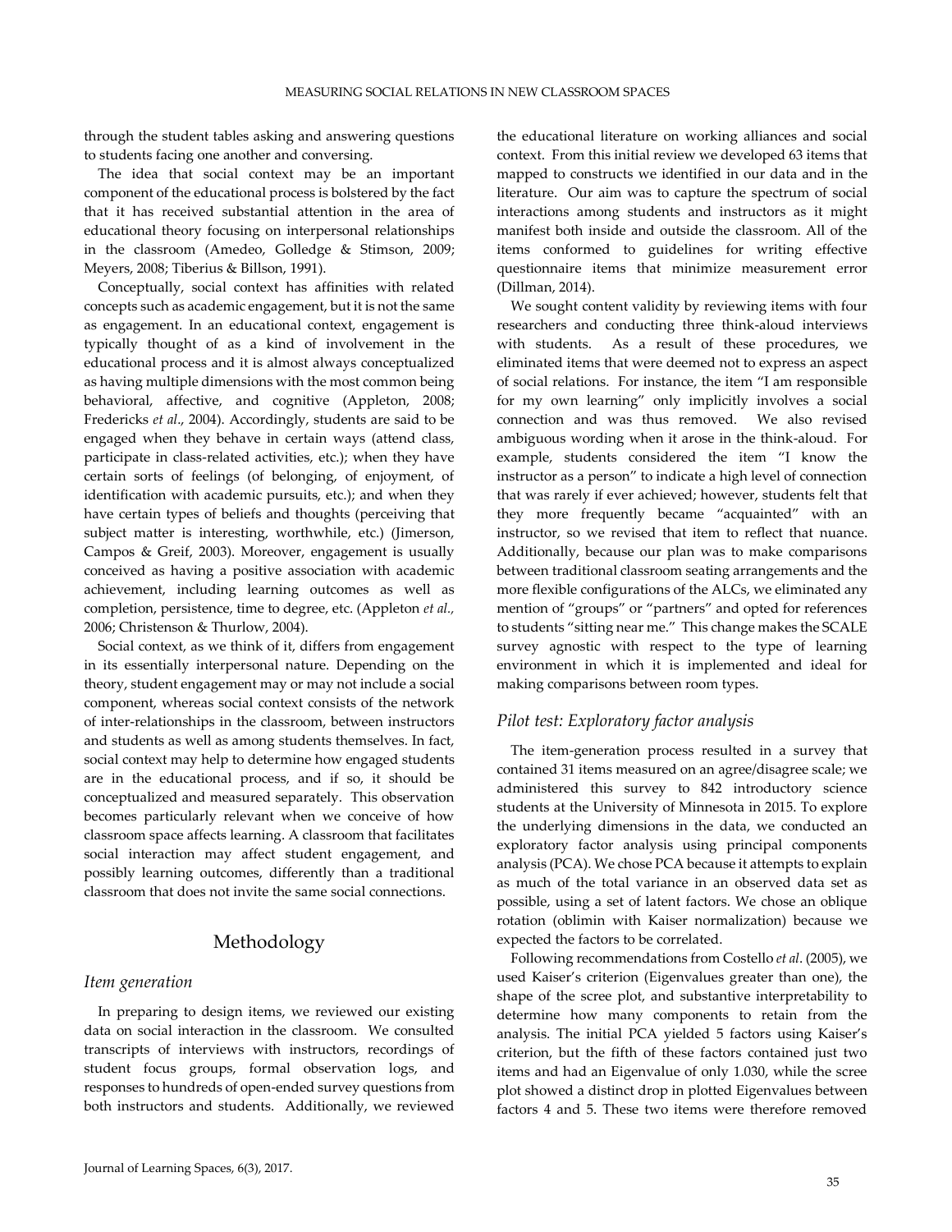through the student tables asking and answering questions to students facing one another and conversing.

The idea that social context may be an important component of the educational process is bolstered by the fact that it has received substantial attention in the area of educational theory focusing on interpersonal relationships in the classroom (Amedeo, Golledge & Stimson, 2009; Meyers, 2008; Tiberius & Billson, 1991).

Conceptually, social context has affinities with related concepts such as academic engagement, but it is not the same as engagement. In an educational context, engagement is typically thought of as a kind of involvement in the educational process and it is almost always conceptualized as having multiple dimensions with the most common being behavioral, affective, and cognitive (Appleton, 2008; Fredericks *et al*., 2004). Accordingly, students are said to be engaged when they behave in certain ways (attend class, participate in class-related activities, etc.); when they have certain sorts of feelings (of belonging, of enjoyment, of identification with academic pursuits, etc.); and when they have certain types of beliefs and thoughts (perceiving that subject matter is interesting, worthwhile, etc.) (Jimerson, Campos & Greif, 2003). Moreover, engagement is usually conceived as having a positive association with academic achievement, including learning outcomes as well as completion, persistence, time to degree, etc. (Appleton *et al.,* 2006; Christenson & Thurlow, 2004).

Social context, as we think of it, differs from engagement in its essentially interpersonal nature. Depending on the theory, student engagement may or may not include a social component, whereas social context consists of the network of inter-relationships in the classroom, between instructors and students as well as among students themselves. In fact, social context may help to determine how engaged students are in the educational process, and if so, it should be conceptualized and measured separately. This observation becomes particularly relevant when we conceive of how classroom space affects learning. A classroom that facilitates social interaction may affect student engagement, and possibly learning outcomes, differently than a traditional classroom that does not invite the same social connections.

## Methodology

### *Item generation*

In preparing to design items, we reviewed our existing data on social interaction in the classroom. We consulted transcripts of interviews with instructors, recordings of student focus groups, formal observation logs, and responses to hundreds of open-ended survey questions from both instructors and students. Additionally, we reviewed the educational literature on working alliances and social context. From this initial review we developed 63 items that mapped to constructs we identified in our data and in the literature. Our aim was to capture the spectrum of social interactions among students and instructors as it might manifest both inside and outside the classroom. All of the items conformed to guidelines for writing effective questionnaire items that minimize measurement error (Dillman, 2014).

We sought content validity by reviewing items with four researchers and conducting three think-aloud interviews with students. As a result of these procedures, we eliminated items that were deemed not to express an aspect of social relations. For instance, the item "I am responsible for my own learning" only implicitly involves a social connection and was thus removed. We also revised ambiguous wording when it arose in the think-aloud. For example, students considered the item "I know the instructor as a person" to indicate a high level of connection that was rarely if ever achieved; however, students felt that they more frequently became "acquainted" with an instructor, so we revised that item to reflect that nuance. Additionally, because our plan was to make comparisons between traditional classroom seating arrangements and the more flexible configurations of the ALCs, we eliminated any mention of "groups" or "partners" and opted for references to students "sitting near me." This change makes the SCALE survey agnostic with respect to the type of learning environment in which it is implemented and ideal for making comparisons between room types.

### *Pilot test: Exploratory factor analysis*

The item-generation process resulted in a survey that contained 31 items measured on an agree/disagree scale; we administered this survey to 842 introductory science students at the University of Minnesota in 2015. To explore the underlying dimensions in the data, we conducted an exploratory factor analysis using principal components analysis (PCA). We chose PCA because it attempts to explain as much of the total variance in an observed data set as possible, using a set of latent factors. We chose an oblique rotation (oblimin with Kaiser normalization) because we expected the factors to be correlated.

Following recommendations from Costello *et al*. (2005), we used Kaiser's criterion (Eigenvalues greater than one), the shape of the scree plot, and substantive interpretability to determine how many components to retain from the analysis. The initial PCA yielded 5 factors using Kaiser's criterion, but the fifth of these factors contained just two items and had an Eigenvalue of only 1.030, while the scree plot showed a distinct drop in plotted Eigenvalues between factors 4 and 5. These two items were therefore removed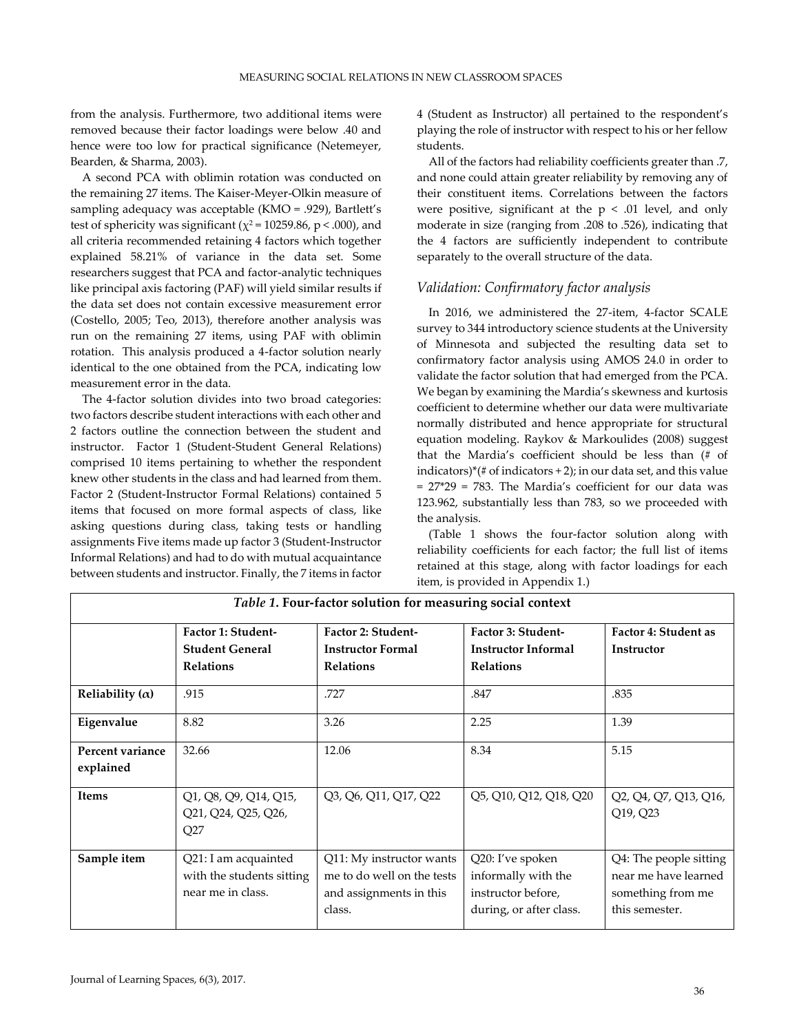from the analysis. Furthermore, two additional items were removed because their factor loadings were below .40 and hence were too low for practical significance (Netemeyer, Bearden, & Sharma, 2003).

A second PCA with oblimin rotation was conducted on the remaining 27 items. The Kaiser-Meyer-Olkin measure of sampling adequacy was acceptable (KMO = .929), Bartlett's test of sphericity was significant ($\chi^2 = 10259.86$, $p < .000$), and all criteria recommended retaining 4 factors which together explained 58.21% of variance in the data set. Some researchers suggest that PCA and factor-analytic techniques like principal axis factoring (PAF) will yield similar results if the data set does not contain excessive measurement error (Costello, 2005; Teo, 2013), therefore another analysis was run on the remaining 27 items, using PAF with oblimin rotation. This analysis produced a 4-factor solution nearly identical to the one obtained from the PCA, indicating low measurement error in the data.

The 4-factor solution divides into two broad categories: two factors describe student interactions with each other and 2 factors outline the connection between the student and instructor. Factor 1 (Student-Student General Relations) comprised 10 items pertaining to whether the respondent knew other students in the class and had learned from them. Factor 2 (Student-Instructor Formal Relations) contained 5 items that focused on more formal aspects of class, like asking questions during class, taking tests or handling assignments Five items made up factor 3 (Student-Instructor Informal Relations) and had to do with mutual acquaintance between students and instructor. Finally, the 7 items in factor 4 (Student as Instructor) all pertained to the respondent's playing the role of instructor with respect to his or her fellow students.

All of the factors had reliability coefficients greater than .7, and none could attain greater reliability by removing any of their constituent items. Correlations between the factors were positive, significant at the $p < .01$ level, and only moderate in size (ranging from .208 to .526), indicating that the 4 factors are sufficiently independent to contribute separately to the overall structure of the data.

### *Validation: Confirmatory factor analysis*

In 2016, we administered the 27-item, 4-factor SCALE survey to 344 introductory science students at the University of Minnesota and subjected the resulting data set to confirmatory factor analysis using AMOS 24.0 in order to validate the factor solution that had emerged from the PCA. We began by examining the Mardia's skewness and kurtosis coefficient to determine whether our data were multivariate normally distributed and hence appropriate for structural equation modeling. Raykov & Markoulides (2008) suggest that the Mardia's coefficient should be less than (# of indicators)*(# of indicators + 2); in our data set, and this value = 27*29 = 783. The Mardia's coefficient for our data was 123.962, substantially less than 783, so we proceeded with the analysis.

(Table 1 shows the four-factor solution along with reliability coefficients for each factor; the full list of items retained at this stage, along with factor loadings for each item, is provided in Appendix 1.)

***Table 1*. Four-factor solution for measuring social context**

| | Factor 1: Student-Student General Relations | Factor 2: Student-Instructor Formal Relations | Factor 3: Student-Instructor Informal Relations | Factor 4: Student as Instructor |
|---|---|---|---|---|
| **Reliability (α)** | .915 | .727 | .847 | .835 |
| **Eigenvalue** | 8.82 | 3.26 | 2.25 | 1.39 |
| **Percent variance explained** | 32.66 | 12.06 | 8.34 | 5.15 |
| **Items** | Q1, Q8, Q9, Q14, Q15, Q21, Q24, Q25, Q26, Q27 | Q3, Q6, Q11, Q17, Q22 | Q5, Q10, Q12, Q18, Q20 | Q2, Q4, Q7, Q13, Q16, Q19, Q23 |
| **Sample item** | Q21: I am acquainted with the students sitting near me in class. | Q11: My instructor wants me to do well on the tests and assignments in this class. | Q20: I've spoken informally with the instructor before, during, or after class. | Q4: The people sitting near me have learned something from me this semester. |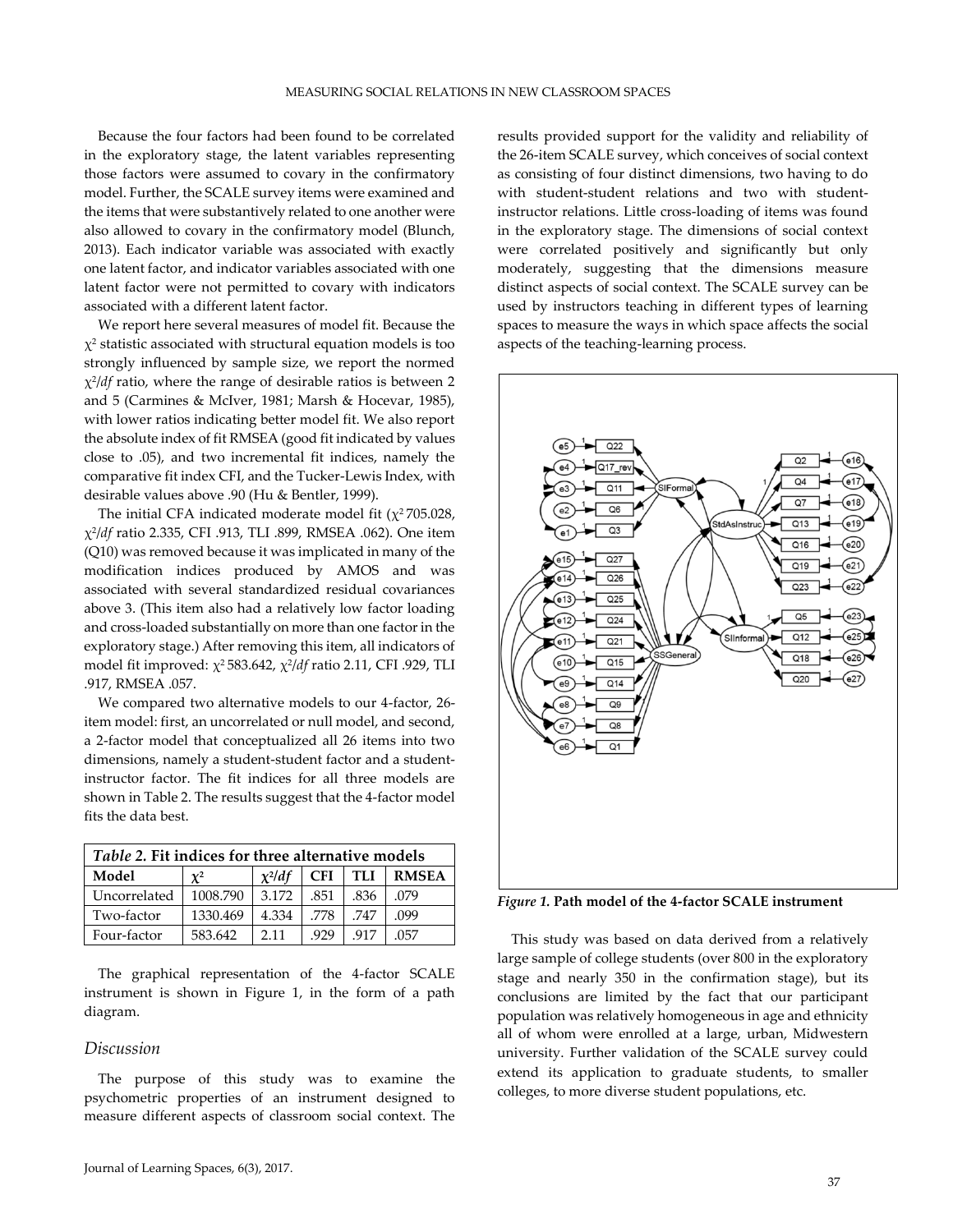Because the four factors had been found to be correlated in the exploratory stage, the latent variables representing those factors were assumed to covary in the confirmatory model. Further, the SCALE survey items were examined and the items that were substantively related to one another were also allowed to covary in the confirmatory model (Blunch, 2013). Each indicator variable was associated with exactly one latent factor, and indicator variables associated with one latent factor were not permitted to covary with indicators associated with a different latent factor.

We report here several measures of model fit. Because the $\chi^2$ statistic associated with structural equation models is too strongly influenced by sample size, we report the normed $\chi^2/df$ ratio, where the range of desirable ratios is between 2 and 5 (Carmines & McIver, 1981; Marsh & Hocevar, 1985), with lower ratios indicating better model fit. We also report the absolute index of fit RMSEA (good fit indicated by values close to .05), and two incremental fit indices, namely the comparative fit index CFI, and the Tucker-Lewis Index, with desirable values above .90 (Hu & Bentler, 1999).

The initial CFA indicated moderate model fit ($\chi^2$ 705.028, $\chi^2/df$ ratio 2.335, CFI .913, TLI .899, RMSEA .062). One item (Q10) was removed because it was implicated in many of the modification indices produced by AMOS and was associated with several standardized residual covariances above 3. (This item also had a relatively low factor loading and cross-loaded substantially on more than one factor in the exploratory stage.) After removing this item, all indicators of model fit improved: $\chi^2$ 583.642, $\chi^2/df$ ratio 2.11, CFI .929, TLI .917, RMSEA .057.

We compared two alternative models to our 4-factor, 26-item model: first, an uncorrelated or null model, and second, a 2-factor model that conceptualized all 26 items into two dimensions, namely a student-student factor and a student-instructor factor. The fit indices for all three models are shown in Table 2. The results suggest that the 4-factor model fits the data best.

*Table 2.* **Fit indices for three alternative models**

| Model | $\chi^2$ | $\chi^2/df$ | CFI | TLI | RMSEA |
|---|---|---|---|---|---|
| Uncorrelated | 1008.790 | 3.172 | .851 | .836 | .079 |
| Two-factor | 1330.469 | 4.334 | .778 | .747 | .099 |
| Four-factor | 583.642 | 2.11 | .929 | .917 | .057 |

The graphical representation of the 4-factor SCALE instrument is shown in Figure 1, in the form of a path diagram.

## *Discussion*

The purpose of this study was to examine the psychometric properties of an instrument designed to measure different aspects of classroom social context. The results provided support for the validity and reliability of the 26-item SCALE survey, which conceives of social context as consisting of four distinct dimensions, two having to do with student-student relations and two with student-instructor relations. Little cross-loading of items was found in the exploratory stage. The dimensions of social context were correlated positively and significantly but only moderately, suggesting that the dimensions measure distinct aspects of social context. The SCALE survey can be used by instructors teaching in different types of learning spaces to measure the ways in which space affects the social aspects of the teaching-learning process.

*Figure 1.* **Path model of the 4-factor SCALE instrument**

This study was based on data derived from a relatively large sample of college students (over 800 in the exploratory stage and nearly 350 in the confirmation stage), but its conclusions are limited by the fact that our participant population was relatively homogeneous in age and ethnicity all of whom were enrolled at a large, urban, Midwestern university. Further validation of the SCALE survey could extend its application to graduate students, to smaller colleges, to more diverse student populations, etc.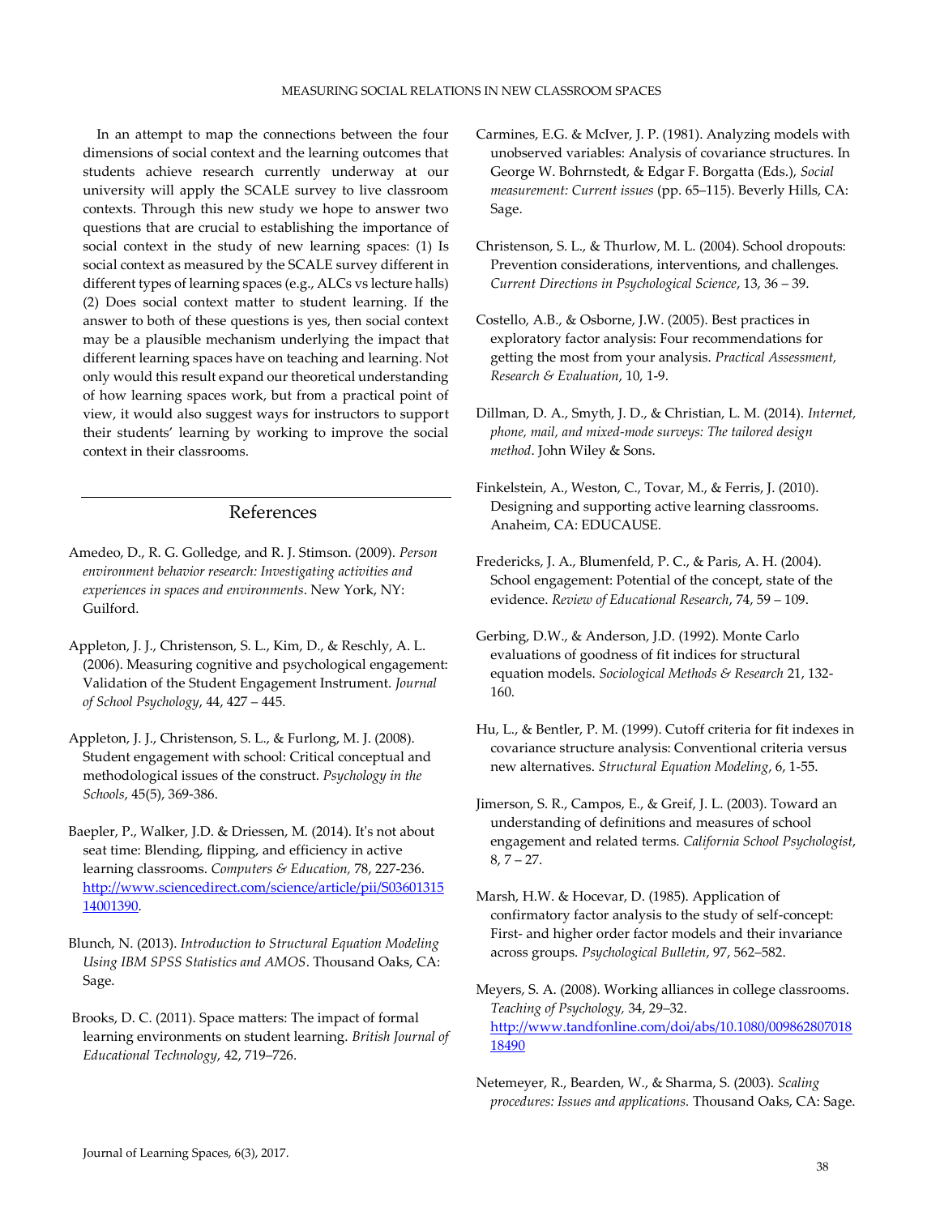In an attempt to map the connections between the four dimensions of social context and the learning outcomes that students achieve research currently underway at our university will apply the SCALE survey to live classroom contexts. Through this new study we hope to answer two questions that are crucial to establishing the importance of social context in the study of new learning spaces: (1) Is social context as measured by the SCALE survey different in different types of learning spaces (e.g., ALCs vs lecture halls) (2) Does social context matter to student learning. If the answer to both of these questions is yes, then social context may be a plausible mechanism underlying the impact that different learning spaces have on teaching and learning. Not only would this result expand our theoretical understanding of how learning spaces work, but from a practical point of view, it would also suggest ways for instructors to support their students' learning by working to improve the social context in their classrooms.

## References

Amedeo, D., R. G. Golledge, and R. J. Stimson. (2009). *Person environment behavior research: Investigating activities and experiences in spaces and environments*. New York, NY: Guilford.

Appleton, J. J., Christenson, S. L., Kim, D., & Reschly, A. L. (2006). Measuring cognitive and psychological engagement: Validation of the Student Engagement Instrument. *Journal of School Psychology*, 44, 427 – 445.

Appleton, J. J., Christenson, S. L., & Furlong, M. J. (2008). Student engagement with school: Critical conceptual and methodological issues of the construct. *Psychology in the Schools*, 45(5), 369-386.

Baepler, P., Walker, J.D. & Driessen, M. (2014). It's not about seat time: Blending, flipping, and efficiency in active learning classrooms. *Computers & Education,* 78, 227-236. http://www.sciencedirect.com/science/article/pii/S0360131514001390.

Blunch, N. (2013). *Introduction to Structural Equation Modeling Using IBM SPSS Statistics and AMOS*. Thousand Oaks, CA: Sage.

Brooks, D. C. (2011). Space matters: The impact of formal learning environments on student learning. *British Journal of Educational Technology*, 42, 719–726.

Carmines, E.G. & McIver, J. P. (1981). Analyzing models with unobserved variables: Analysis of covariance structures. In George W. Bohrnstedt, & Edgar F. Borgatta (Eds.), *Social measurement: Current issues* (pp. 65–115). Beverly Hills, CA: Sage.

Christenson, S. L., & Thurlow, M. L. (2004). School dropouts: Prevention considerations, interventions, and challenges. *Current Directions in Psychological Science*, 13, 36 – 39.

Costello, A.B., & Osborne, J.W. (2005). Best practices in exploratory factor analysis: Four recommendations for getting the most from your analysis. *Practical Assessment, Research & Evaluation*, 10, 1-9.

Dillman, D. A., Smyth, J. D., & Christian, L. M. (2014). *Internet, phone, mail, and mixed-mode surveys: The tailored design method*. John Wiley & Sons.

Finkelstein, A., Weston, C., Tovar, M., & Ferris, J. (2010). Designing and supporting active learning classrooms. Anaheim, CA: EDUCAUSE.

Fredericks, J. A., Blumenfeld, P. C., & Paris, A. H. (2004). School engagement: Potential of the concept, state of the evidence. *Review of Educational Research*, 74, 59 – 109.

Gerbing, D.W., & Anderson, J.D. (1992). Monte Carlo evaluations of goodness of fit indices for structural equation models. *Sociological Methods & Research* 21, 132-160.

Hu, L., & Bentler, P. M. (1999). Cutoff criteria for fit indexes in covariance structure analysis: Conventional criteria versus new alternatives. *Structural Equation Modeling*, 6, 1-55.

Jimerson, S. R., Campos, E., & Greif, J. L. (2003). Toward an understanding of definitions and measures of school engagement and related terms. *California School Psychologist*, 8, 7 – 27.

Marsh, H.W. & Hocevar, D. (1985). Application of confirmatory factor analysis to the study of self-concept: First- and higher order factor models and their invariance across groups. *Psychological Bulletin*, 97, 562–582.

Meyers, S. A. (2008). Working alliances in college classrooms. *Teaching of Psychology,* 34, 29–32. http://www.tandfonline.com/doi/abs/10.1080/00986280701818490

Netemeyer, R., Bearden, W., & Sharma, S. (2003). *Scaling procedures: Issues and applications.* Thousand Oaks, CA: Sage.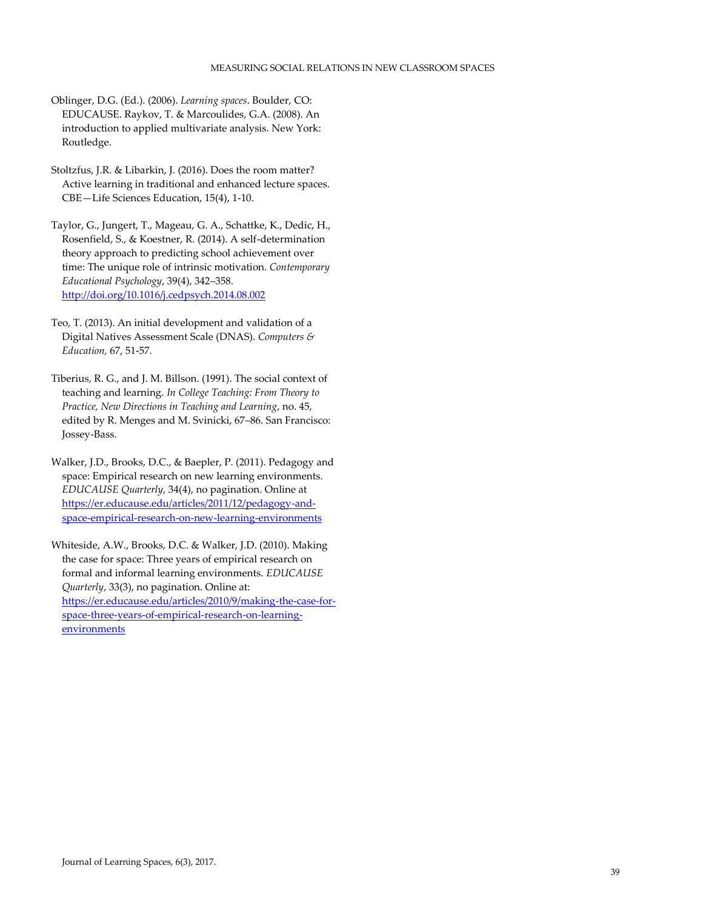Oblinger, D.G. (Ed.). (2006). *Learning spaces*. Boulder, CO: EDUCAUSE. Raykov, T. & Marcoulides, G.A. (2008). An introduction to applied multivariate analysis. New York: Routledge.

Stoltzfus, J.R. & Libarkin, J. (2016). Does the room matter? Active learning in traditional and enhanced lecture spaces. CBE—Life Sciences Education, 15(4), 1-10.

Taylor, G., Jungert, T., Mageau, G. A., Schattke, K., Dedic, H., Rosenfield, S., & Koestner, R. (2014). A self-determination theory approach to predicting school achievement over time: The unique role of intrinsic motivation. *Contemporary Educational Psychology*, 39(4), 342–358. http://doi.org/10.1016/j.cedpsych.2014.08.002

Teo, T. (2013). An initial development and validation of a Digital Natives Assessment Scale (DNAS). *Computers & Education,* 67, 51-57.

Tiberius, R. G., and J. M. Billson. (1991). The social context of teaching and learning. *In College Teaching: From Theory to Practice, New Directions in Teaching and Learning*, no. 45, edited by R. Menges and M. Svinicki, 67–86. San Francisco: Jossey-Bass.

Walker, J.D., Brooks, D.C., & Baepler, P. (2011). Pedagogy and space: Empirical research on new learning environments. *EDUCAUSE Quarterly,* 34(4), no pagination. Online at https://er.educause.edu/articles/2011/12/pedagogy-and-space-empirical-research-on-new-learning-environments

Whiteside, A.W., Brooks, D.C. & Walker, J.D. (2010). Making the case for space: Three years of empirical research on formal and informal learning environments. *EDUCAUSE Quarterly*, 33(3), no pagination. Online at: https://er.educause.edu/articles/2010/9/making-the-case-for-space-three-years-of-empirical-research-on-learning-environments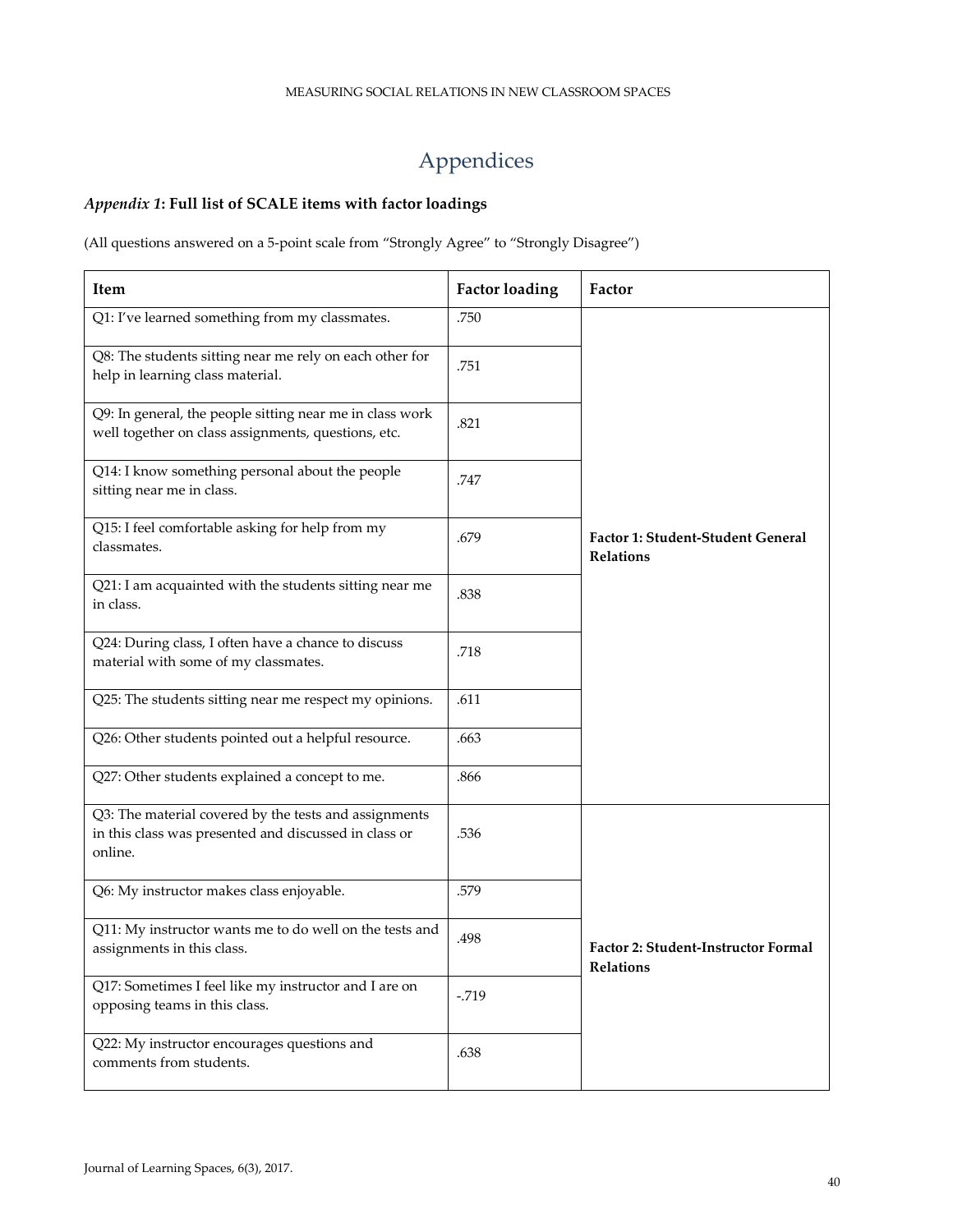# Appendices

***Appendix 1*: Full list of SCALE items with factor loadings**

(All questions answered on a 5-point scale from "Strongly Agree" to "Strongly Disagree")

| Item | Factor loading | Factor |
|---|---|---|
| Q1: I've learned something from my classmates. | .750 | **Factor 1: Student-Student General Relations** |
| Q8: The students sitting near me rely on each other for help in learning class material. | .751 | |
| Q9: In general, the people sitting near me in class work well together on class assignments, questions, etc. | .821 | |
| Q14: I know something personal about the people sitting near me in class. | .747 | |
| Q15: I feel comfortable asking for help from my classmates. | .679 | |
| Q21: I am acquainted with the students sitting near me in class. | .838 | |
| Q24: During class, I often have a chance to discuss material with some of my classmates. | .718 | |
| Q25: The students sitting near me respect my opinions. | .611 | |
| Q26: Other students pointed out a helpful resource. | .663 | |
| Q27: Other students explained a concept to me. | .866 | |
| Q3: The material covered by the tests and assignments in this class was presented and discussed in class or online. | .536 | **Factor 2: Student-Instructor Formal Relations** |
| Q6: My instructor makes class enjoyable. | .579 | |
| Q11: My instructor wants me to do well on the tests and assignments in this class. | .498 | |
| Q17: Sometimes I feel like my instructor and I are on opposing teams in this class. | -.719 | |
| Q22: My instructor encourages questions and comments from students. | .638 | |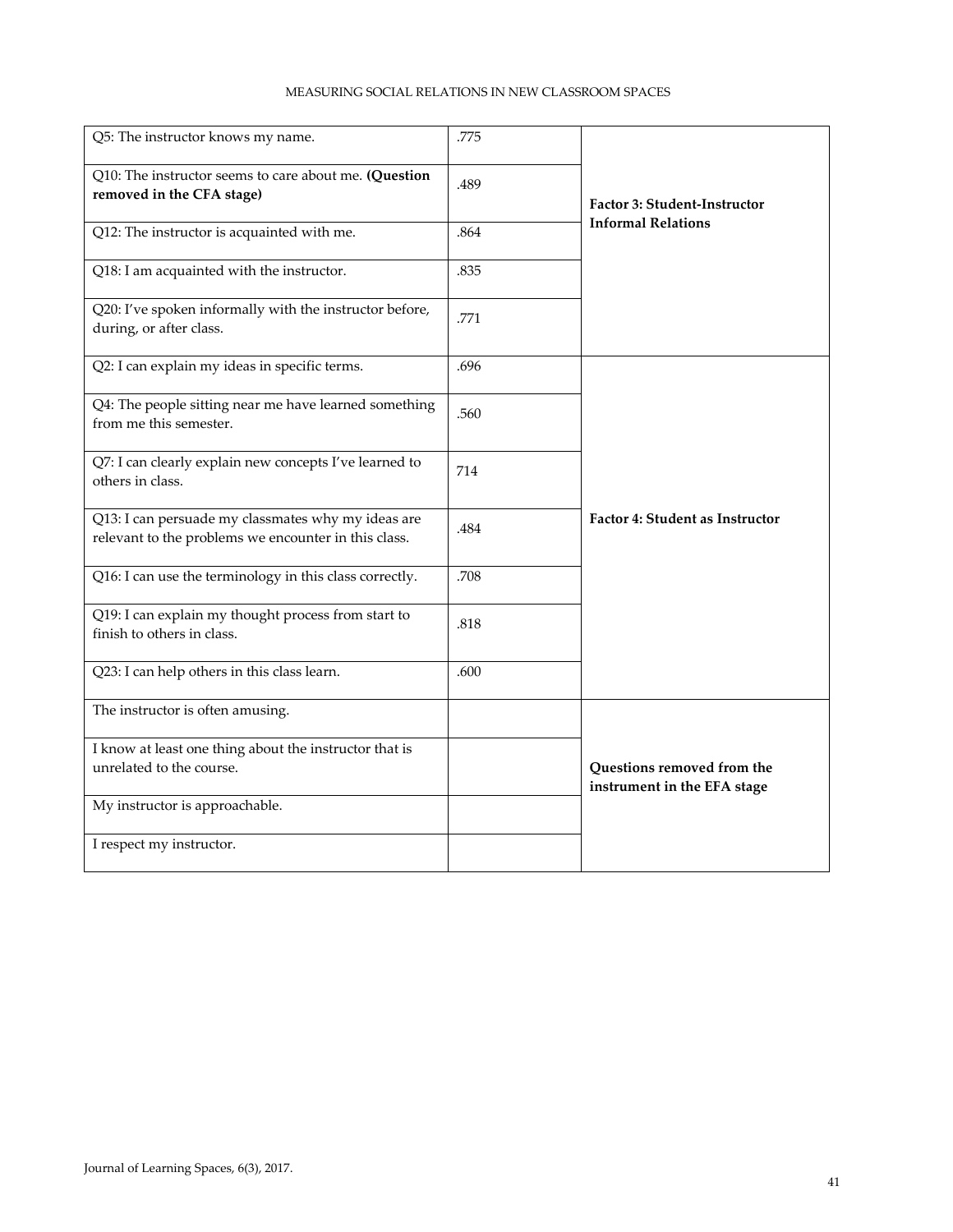| | | |
|---|---|---|
| Q5: The instructor knows my name. | .775 | **Factor 3: Student-Instructor Informal Relations** |
| Q10: The instructor seems to care about me. **(Question removed in the CFA stage)** | .489 | |
| Q12: The instructor is acquainted with me. | .864 | |
| Q18: I am acquainted with the instructor. | .835 | |
| Q20: I've spoken informally with the instructor before, during, or after class. | .771 | |
| Q2: I can explain my ideas in specific terms. | .696 | **Factor 4: Student as Instructor** |
| Q4: The people sitting near me have learned something from me this semester. | .560 | |
| Q7: I can clearly explain new concepts I've learned to others in class. | 714 | |
| Q13: I can persuade my classmates why my ideas are relevant to the problems we encounter in this class. | .484 | |
| Q16: I can use the terminology in this class correctly. | .708 | |
| Q19: I can explain my thought process from start to finish to others in class. | .818 | |
| Q23: I can help others in this class learn. | .600 | |
| The instructor is often amusing. | | **Questions removed from the instrument in the EFA stage** |
| I know at least one thing about the instructor that is unrelated to the course. | | |
| My instructor is approachable. | | |
| I respect my instructor. | | |